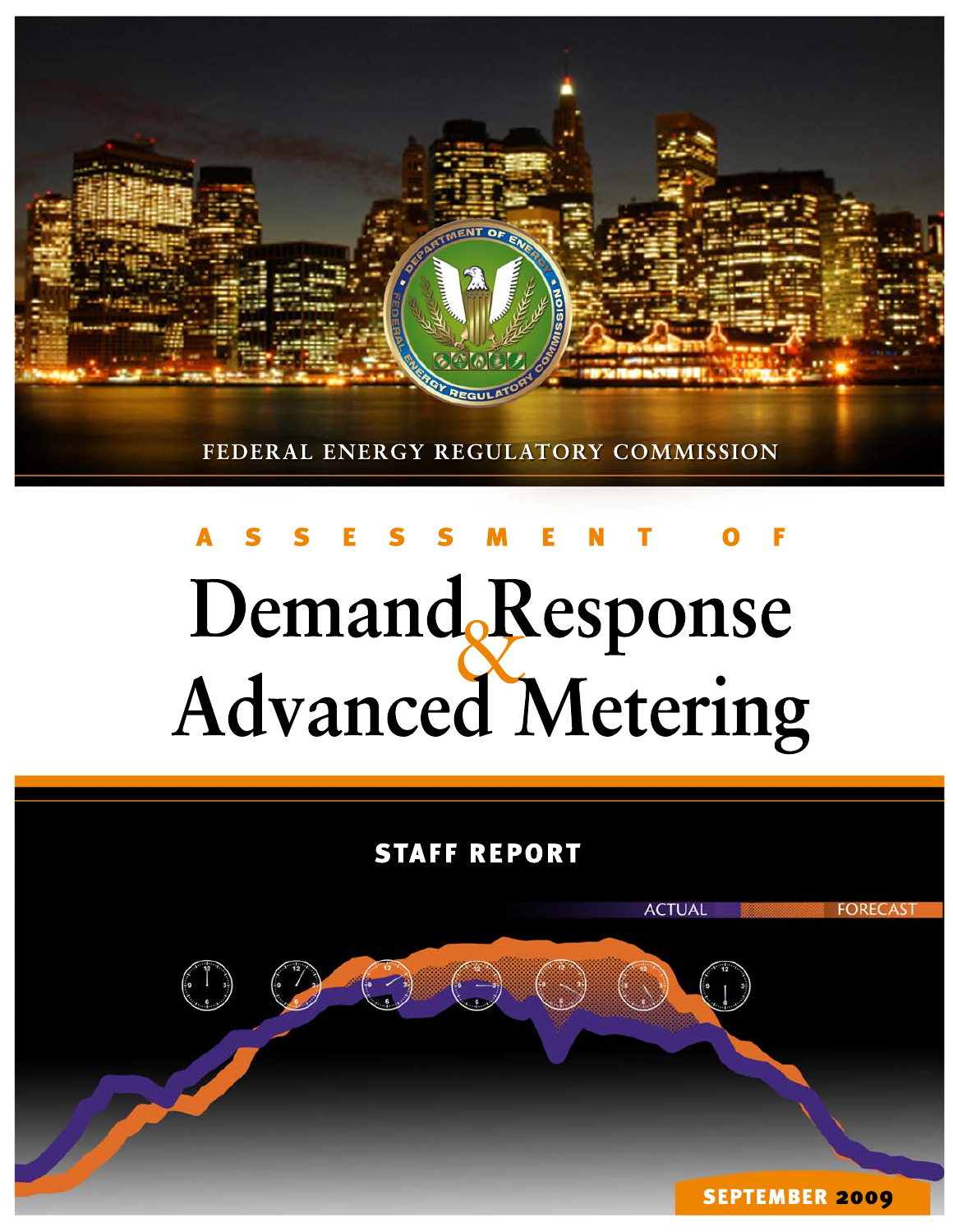FEDERAL ENERGY REGULATORY COMMISSION

# ASSESSMENT OF Demand Response & Advanced Metering

## STAFF REPORT

SEPTEMBER 2009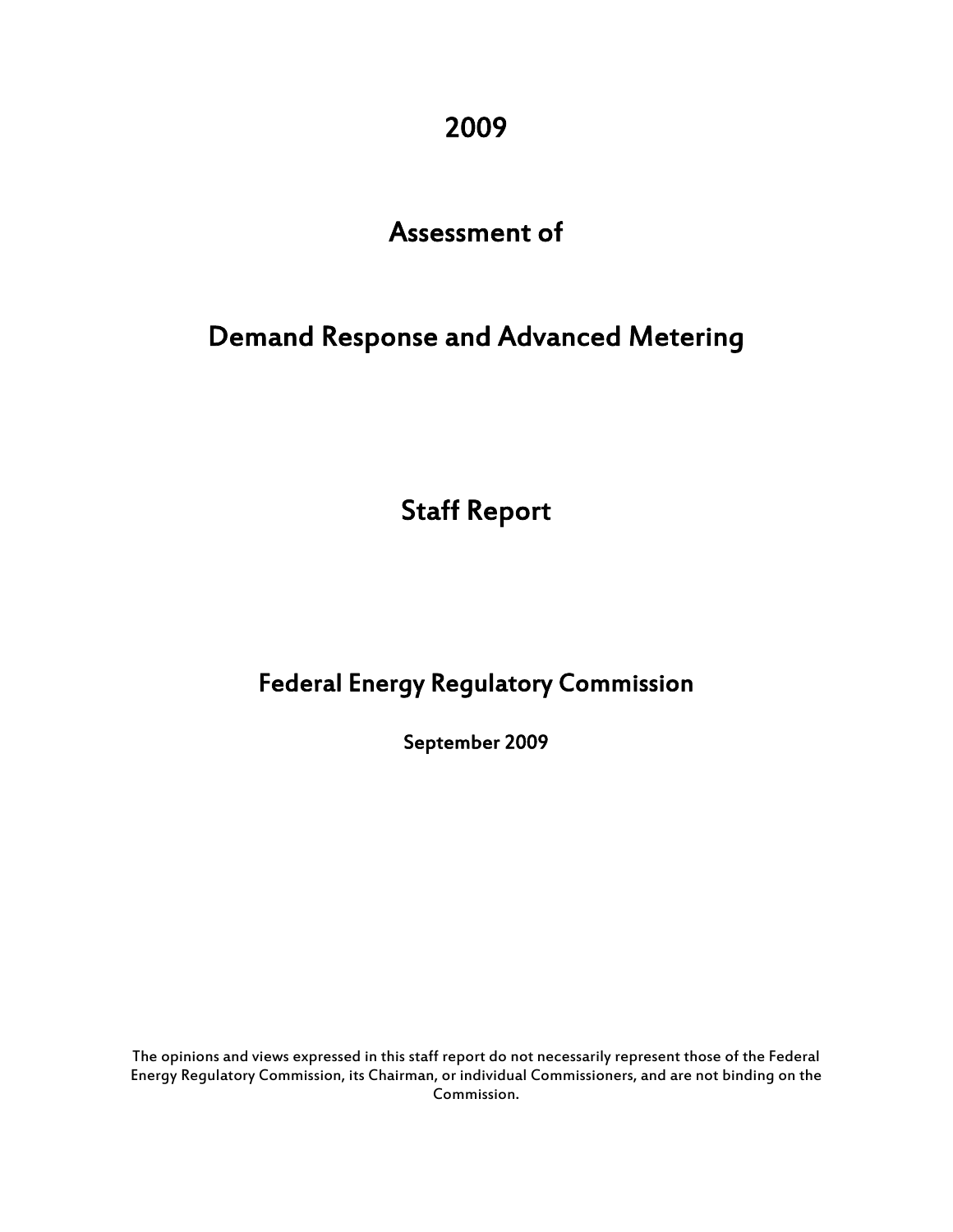# 2009

# Assessment of

# Demand Response and Advanced Metering

## Staff Report

## Federal Energy Regulatory Commission

**September 2009**

The opinions and views expressed in this staff report do not necessarily represent those of the Federal Energy Regulatory Commission, its Chairman, or individual Commissioners, and are not binding on the Commission.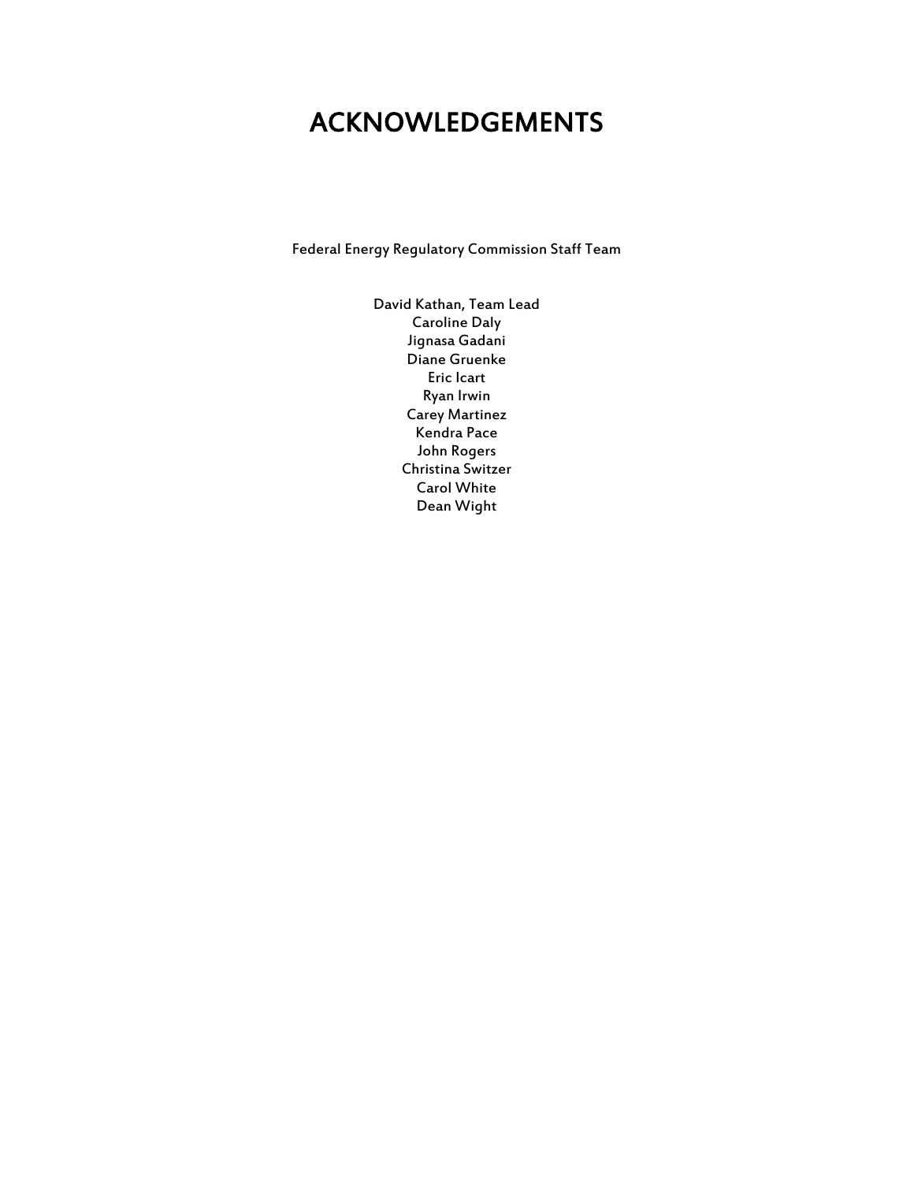# ACKNOWLEDGEMENTS

Federal Energy Regulatory Commission Staff Team

David Kathan, Team Lead
Caroline Daly
Jignasa Gadani
Diane Gruenke
Eric Icart
Ryan Irwin
Carey Martinez
Kendra Pace
John Rogers
Christina Switzer
Carol White
Dean Wight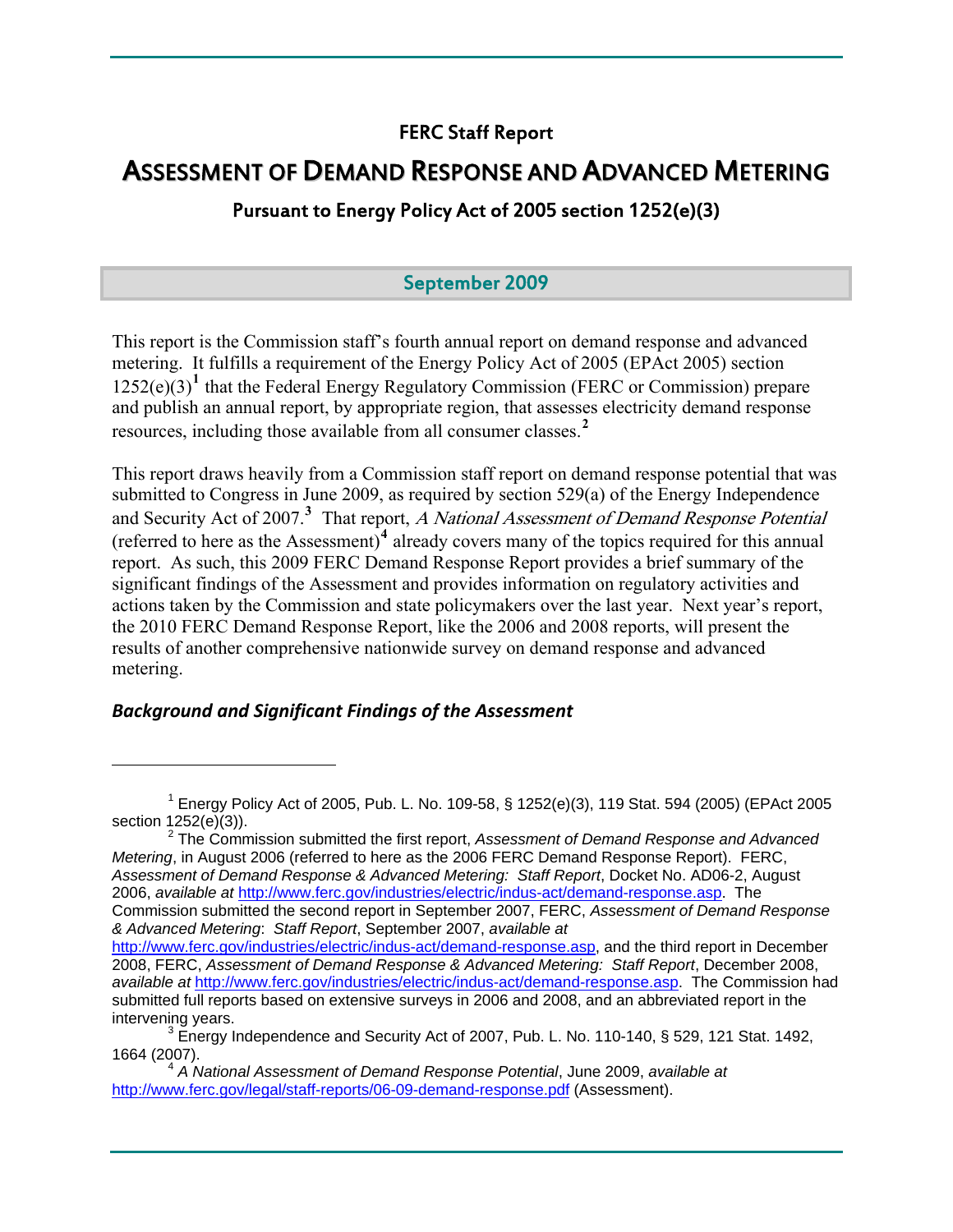## FERC Staff Report

# ASSESSMENT OF DEMAND RESPONSE AND ADVANCED METERING

### Pursuant to Energy Policy Act of 2005 section 1252(e)(3)

### September 2009

This report is the Commission staff's fourth annual report on demand response and advanced metering. It fulfills a requirement of the Energy Policy Act of 2005 (EPAct 2005) section 1252(e)(3)[1] that the Federal Energy Regulatory Commission (FERC or Commission) prepare and publish an annual report, by appropriate region, that assesses electricity demand response resources, including those available from all consumer classes.[2]

This report draws heavily from a Commission staff report on demand response potential that was submitted to Congress in June 2009, as required by section 529(a) of the Energy Independence and Security Act of 2007.[3] That report, *A National Assessment of Demand Response Potential* (referred to here as the Assessment)[4] already covers many of the topics required for this annual report. As such, this 2009 FERC Demand Response Report provides a brief summary of the significant findings of the Assessment and provides information on regulatory activities and actions taken by the Commission and state policymakers over the last year. Next year's report, the 2010 FERC Demand Response Report, like the 2006 and 2008 reports, will present the results of another comprehensive nationwide survey on demand response and advanced metering.

### *Background and Significant Findings of the Assessment*

---

[1] Energy Policy Act of 2005, Pub. L. No. 109-58, § 1252(e)(3), 119 Stat. 594 (2005) (EPAct 2005 section 1252(e)(3)).

[2] The Commission submitted the first report, *Assessment of Demand Response and Advanced Metering*, in August 2006 (referred to here as the 2006 FERC Demand Response Report). FERC, *Assessment of Demand Response & Advanced Metering: Staff Report*, Docket No. AD06-2, August 2006, *available at* http://www.ferc.gov/industries/electric/indus-act/demand-response.asp. The Commission submitted the second report in September 2007, FERC, *Assessment of Demand Response & Advanced Metering*: *Staff Report*, September 2007, *available at* http://www.ferc.gov/industries/electric/indus-act/demand-response.asp, and the third report in December 2008, FERC, *Assessment of Demand Response & Advanced Metering: Staff Report*, December 2008, *available at* http://www.ferc.gov/industries/electric/indus-act/demand-response.asp. The Commission had submitted full reports based on extensive surveys in 2006 and 2008, and an abbreviated report in the intervening years.

[3] Energy Independence and Security Act of 2007, Pub. L. No. 110-140, § 529, 121 Stat. 1492, 1664 (2007).

[4] *A National Assessment of Demand Response Potential*, June 2009, *available at* http://www.ferc.gov/legal/staff-reports/06-09-demand-response.pdf (Assessment).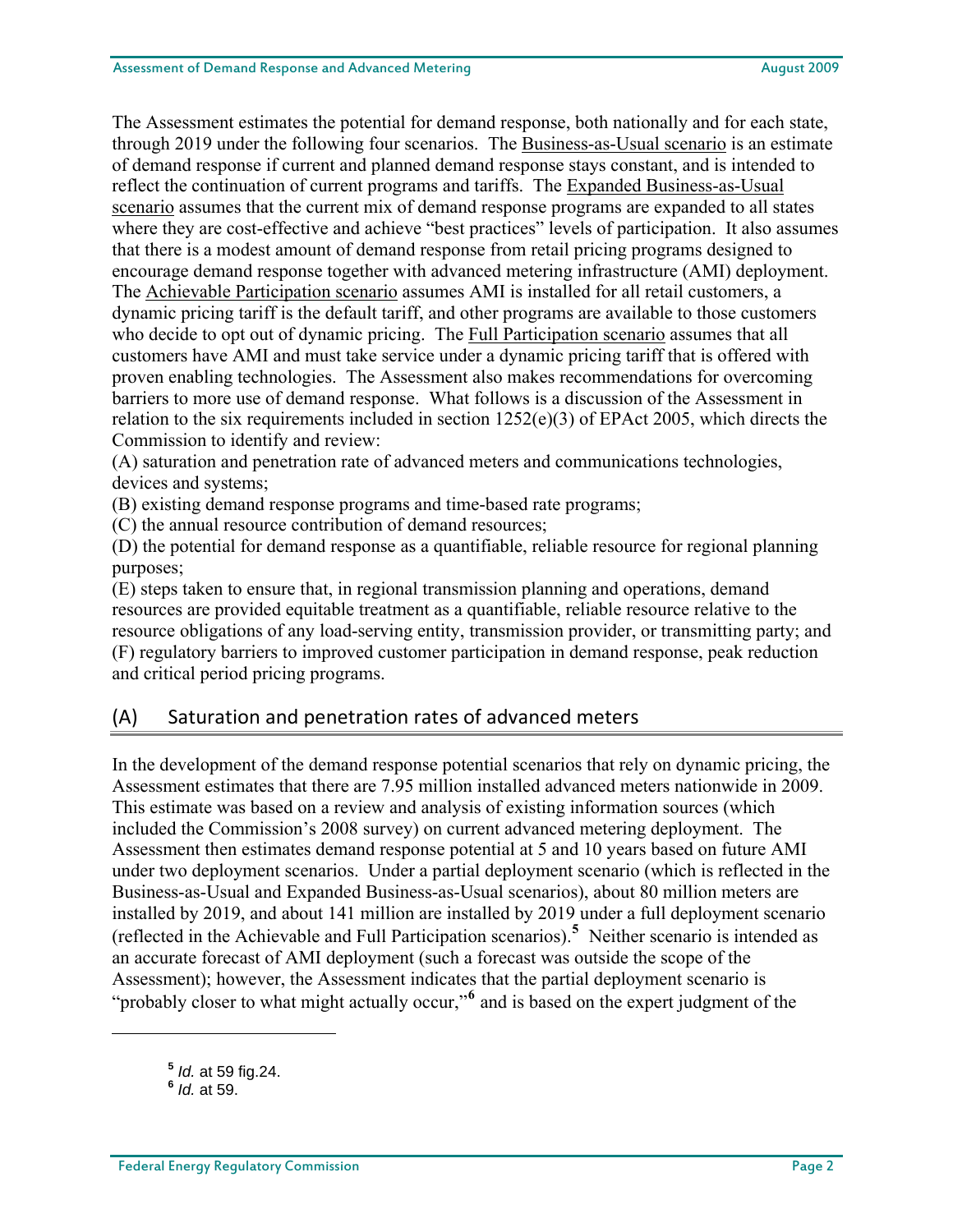The Assessment estimates the potential for demand response, both nationally and for each state, through 2019 under the following four scenarios. The Business-as-Usual scenario is an estimate of demand response if current and planned demand response stays constant, and is intended to reflect the continuation of current programs and tariffs. The Expanded Business-as-Usual scenario assumes that the current mix of demand response programs are expanded to all states where they are cost-effective and achieve "best practices" levels of participation. It also assumes that there is a modest amount of demand response from retail pricing programs designed to encourage demand response together with advanced metering infrastructure (AMI) deployment. The Achievable Participation scenario assumes AMI is installed for all retail customers, a dynamic pricing tariff is the default tariff, and other programs are available to those customers who decide to opt out of dynamic pricing. The Full Participation scenario assumes that all customers have AMI and must take service under a dynamic pricing tariff that is offered with proven enabling technologies. The Assessment also makes recommendations for overcoming barriers to more use of demand response. What follows is a discussion of the Assessment in relation to the six requirements included in section 1252(e)(3) of EPAct 2005, which directs the Commission to identify and review:

(A) saturation and penetration rate of advanced meters and communications technologies, devices and systems;

(B) existing demand response programs and time-based rate programs;

(C) the annual resource contribution of demand resources;

(D) the potential for demand response as a quantifiable, reliable resource for regional planning purposes;

(E) steps taken to ensure that, in regional transmission planning and operations, demand resources are provided equitable treatment as a quantifiable, reliable resource relative to the resource obligations of any load-serving entity, transmission provider, or transmitting party; and

(F) regulatory barriers to improved customer participation in demand response, peak reduction and critical period pricing programs.

## (A) Saturation and penetration rates of advanced meters

In the development of the demand response potential scenarios that rely on dynamic pricing, the Assessment estimates that there are 7.95 million installed advanced meters nationwide in 2009. This estimate was based on a review and analysis of existing information sources (which included the Commission's 2008 survey) on current advanced metering deployment. The Assessment then estimates demand response potential at 5 and 10 years based on future AMI under two deployment scenarios. Under a partial deployment scenario (which is reflected in the Business-as-Usual and Expanded Business-as-Usual scenarios), about 80 million meters are installed by 2019, and about 141 million are installed by 2019 under a full deployment scenario (reflected in the Achievable and Full Participation scenarios).[5] Neither scenario is intended as an accurate forecast of AMI deployment (such a forecast was outside the scope of the Assessment); however, the Assessment indicates that the partial deployment scenario is "probably closer to what might actually occur,"[6] and is based on the expert judgment of the

---

[5] *Id.* at 59 fig.24.

[6] *Id.* at 59.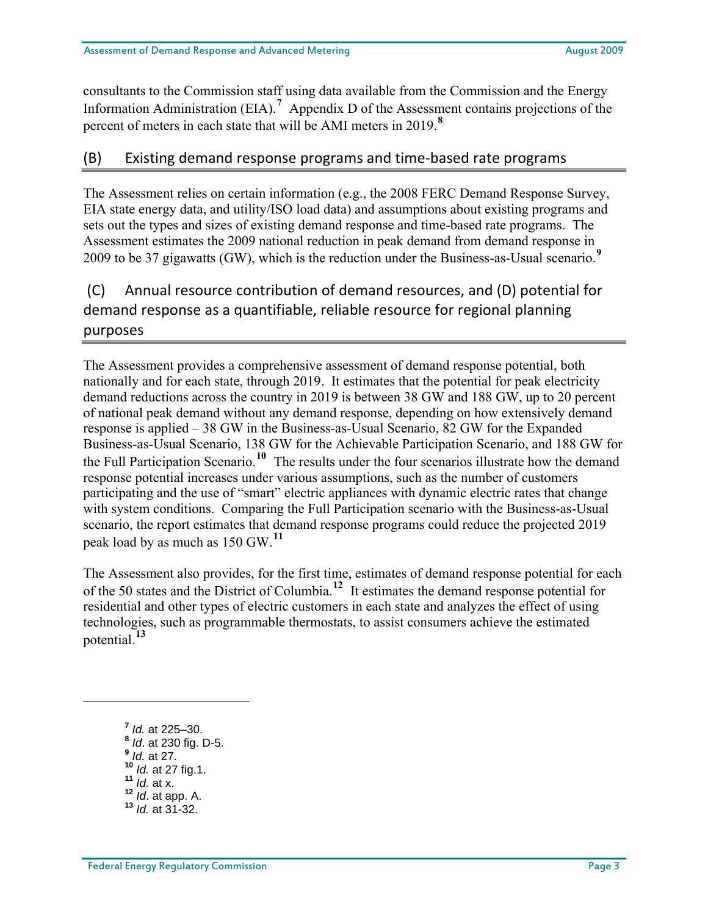consultants to the Commission staff using data available from the Commission and the Energy Information Administration (EIA).[7] Appendix D of the Assessment contains projections of the percent of meters in each state that will be AMI meters in 2019.[8]

## (B) Existing demand response programs and time-based rate programs

The Assessment relies on certain information (e.g., the 2008 FERC Demand Response Survey, EIA state energy data, and utility/ISO load data) and assumptions about existing programs and sets out the types and sizes of existing demand response and time-based rate programs. The Assessment estimates the 2009 national reduction in peak demand from demand response in 2009 to be 37 gigawatts (GW), which is the reduction under the Business-as-Usual scenario.[9]

## (C) Annual resource contribution of demand resources, and (D) potential for demand response as a quantifiable, reliable resource for regional planning purposes

The Assessment provides a comprehensive assessment of demand response potential, both nationally and for each state, through 2019. It estimates that the potential for peak electricity demand reductions across the country in 2019 is between 38 GW and 188 GW, up to 20 percent of national peak demand without any demand response, depending on how extensively demand response is applied – 38 GW in the Business-as-Usual Scenario, 82 GW for the Expanded Business-as-Usual Scenario, 138 GW for the Achievable Participation Scenario, and 188 GW for the Full Participation Scenario.[10] The results under the four scenarios illustrate how the demand response potential increases under various assumptions, such as the number of customers participating and the use of "smart" electric appliances with dynamic electric rates that change with system conditions. Comparing the Full Participation scenario with the Business-as-Usual scenario, the report estimates that demand response programs could reduce the projected 2019 peak load by as much as 150 GW.[11]

The Assessment also provides, for the first time, estimates of demand response potential for each of the 50 states and the District of Columbia.[12] It estimates the demand response potential for residential and other types of electric customers in each state and analyzes the effect of using technologies, such as programmable thermostats, to assist consumers achieve the estimated potential.[13]

---

[7] *Id.* at 225–30.
[8] *Id*. at 230 fig. D-5.
[9] *Id.* at 27.
[10] *Id.* at 27 fig.1.
[11] *Id.* at x.
[12] *Id*. at app. A.
[13] *Id.* at 31-32.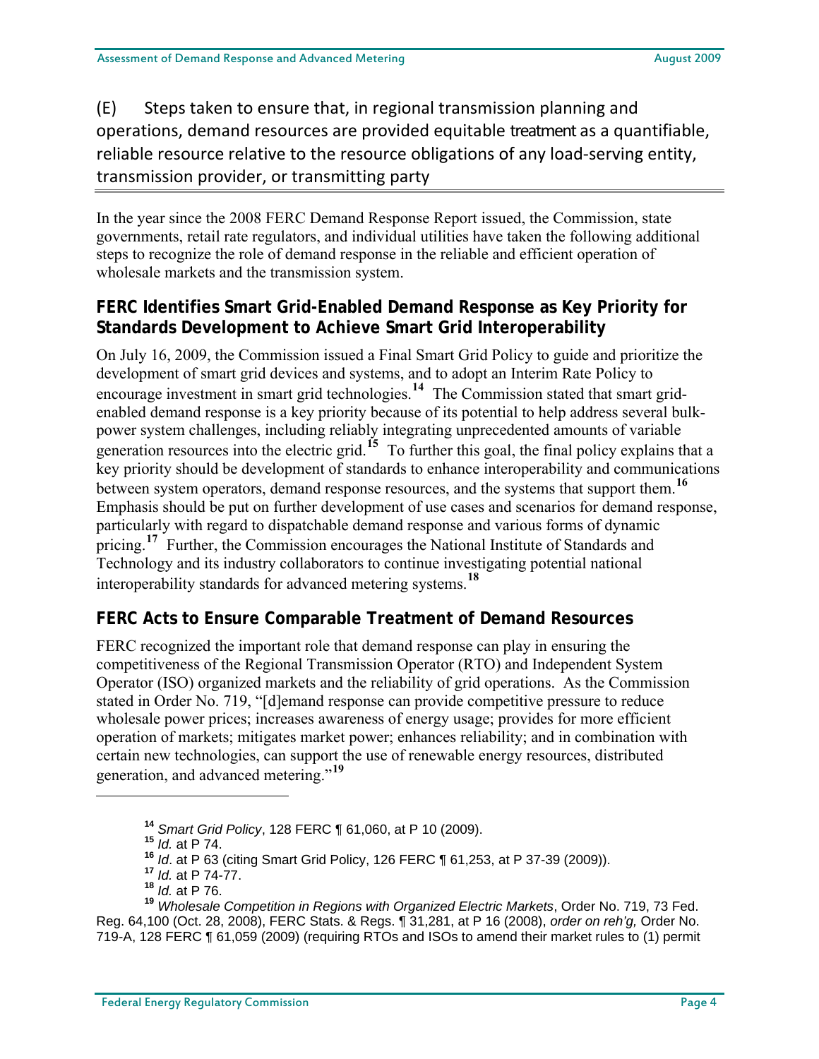## (E) Steps taken to ensure that, in regional transmission planning and operations, demand resources are provided equitable treatment as a quantifiable, reliable resource relative to the resource obligations of any load-serving entity, transmission provider, or transmitting party

In the year since the 2008 FERC Demand Response Report issued, the Commission, state governments, retail rate regulators, and individual utilities have taken the following additional steps to recognize the role of demand response in the reliable and efficient operation of wholesale markets and the transmission system.

### FERC Identifies Smart Grid-Enabled Demand Response as Key Priority for Standards Development to Achieve Smart Grid Interoperability

On July 16, 2009, the Commission issued a Final Smart Grid Policy to guide and prioritize the development of smart grid devices and systems, and to adopt an Interim Rate Policy to encourage investment in smart grid technologies.[14] The Commission stated that smart grid-enabled demand response is a key priority because of its potential to help address several bulk-power system challenges, including reliably integrating unprecedented amounts of variable generation resources into the electric grid.[15] To further this goal, the final policy explains that a key priority should be development of standards to enhance interoperability and communications between system operators, demand response resources, and the systems that support them.[16] Emphasis should be put on further development of use cases and scenarios for demand response, particularly with regard to dispatchable demand response and various forms of dynamic pricing.[17] Further, the Commission encourages the National Institute of Standards and Technology and its industry collaborators to continue investigating potential national interoperability standards for advanced metering systems.[18]

### FERC Acts to Ensure Comparable Treatment of Demand Resources

FERC recognized the important role that demand response can play in ensuring the competitiveness of the Regional Transmission Operator (RTO) and Independent System Operator (ISO) organized markets and the reliability of grid operations. As the Commission stated in Order No. 719, "[d]emand response can provide competitive pressure to reduce wholesale power prices; increases awareness of energy usage; provides for more efficient operation of markets; mitigates market power; enhances reliability; and in combination with certain new technologies, can support the use of renewable energy resources, distributed generation, and advanced metering."[19]

---

[14] *Smart Grid Policy*, 128 FERC ¶ 61,060, at P 10 (2009).

[15] *Id.* at P 74.

[16] *Id*. at P 63 (citing Smart Grid Policy, 126 FERC ¶ 61,253, at P 37-39 (2009)).

[17] *Id.* at P 74-77.

[18] *Id.* at P 76.

[19] *Wholesale Competition in Regions with Organized Electric Markets*, Order No. 719, 73 Fed. Reg. 64,100 (Oct. 28, 2008), FERC Stats. & Regs. ¶ 31,281, at P 16 (2008), *order on reh'g,* Order No. 719-A, 128 FERC ¶ 61,059 (2009) (requiring RTOs and ISOs to amend their market rules to (1) permit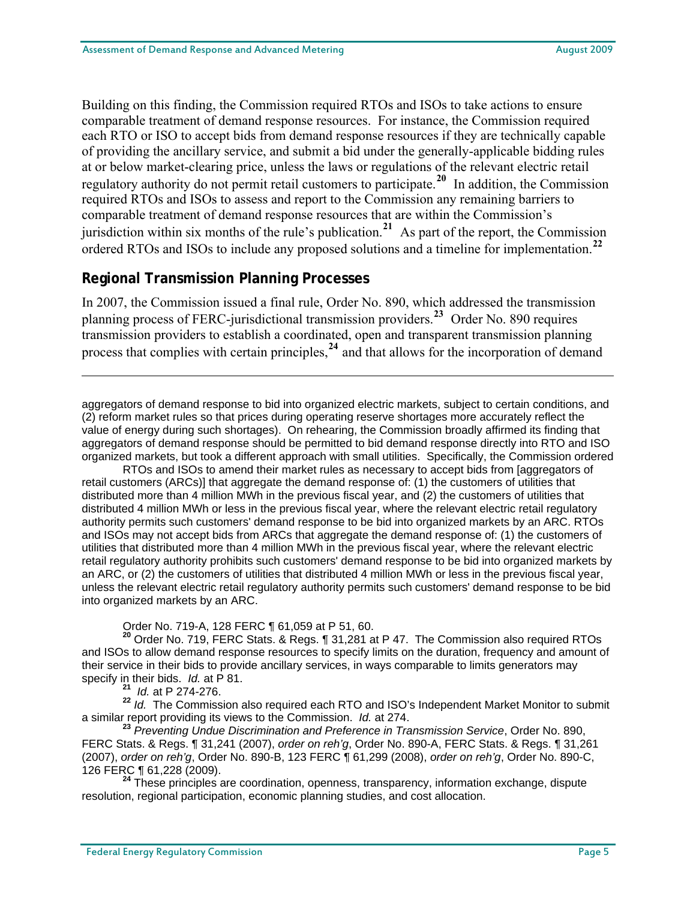Building on this finding, the Commission required RTOs and ISOs to take actions to ensure comparable treatment of demand response resources. For instance, the Commission required each RTO or ISO to accept bids from demand response resources if they are technically capable of providing the ancillary service, and submit a bid under the generally-applicable bidding rules at or below market-clearing price, unless the laws or regulations of the relevant electric retail regulatory authority do not permit retail customers to participate.[20] In addition, the Commission required RTOs and ISOs to assess and report to the Commission any remaining barriers to comparable treatment of demand response resources that are within the Commission's jurisdiction within six months of the rule's publication.[21] As part of the report, the Commission ordered RTOs and ISOs to include any proposed solutions and a timeline for implementation.[22]

## Regional Transmission Planning Processes

In 2007, the Commission issued a final rule, Order No. 890, which addressed the transmission planning process of FERC-jurisdictional transmission providers.[23] Order No. 890 requires transmission providers to establish a coordinated, open and transparent transmission planning process that complies with certain principles,[24] and that allows for the incorporation of demand

---

aggregators of demand response to bid into organized electric markets, subject to certain conditions, and (2) reform market rules so that prices during operating reserve shortages more accurately reflect the value of energy during such shortages). On rehearing, the Commission broadly affirmed its finding that aggregators of demand response should be permitted to bid demand response directly into RTO and ISO organized markets, but took a different approach with small utilities. Specifically, the Commission ordered

> RTOs and ISOs to amend their market rules as necessary to accept bids from [aggregators of retail customers (ARCs)] that aggregate the demand response of: (1) the customers of utilities that distributed more than 4 million MWh in the previous fiscal year, and (2) the customers of utilities that distributed 4 million MWh or less in the previous fiscal year, where the relevant electric retail regulatory authority permits such customers' demand response to be bid into organized markets by an ARC. RTOs and ISOs may not accept bids from ARCs that aggregate the demand response of: (1) the customers of utilities that distributed more than 4 million MWh in the previous fiscal year, where the relevant electric retail regulatory authority prohibits such customers' demand response to be bid into organized markets by an ARC, or (2) the customers of utilities that distributed 4 million MWh or less in the previous fiscal year, unless the relevant electric retail regulatory authority permits such customers' demand response to be bid into organized markets by an ARC.

Order No. 719-A, 128 FERC ¶ 61,059 at P 51, 60.

[20] Order No. 719, FERC Stats. & Regs. ¶ 31,281 at P 47. The Commission also required RTOs and ISOs to allow demand response resources to specify limits on the duration, frequency and amount of their service in their bids to provide ancillary services, in ways comparable to limits generators may specify in their bids. *Id.* at P 81.

[21] *Id.* at P 274-276.

[22] *Id.* The Commission also required each RTO and ISO's Independent Market Monitor to submit a similar report providing its views to the Commission. *Id.* at 274.

[23] *Preventing Undue Discrimination and Preference in Transmission Service*, Order No. 890, FERC Stats. & Regs. ¶ 31,241 (2007), *order on reh'g*, Order No. 890-A, FERC Stats. & Regs. ¶ 31,261 (2007), *order on reh'g*, Order No. 890-B, 123 FERC ¶ 61,299 (2008), *order on reh'g*, Order No. 890-C, 126 FERC ¶ 61,228 (2009).

[24] These principles are coordination, openness, transparency, information exchange, dispute resolution, regional participation, economic planning studies, and cost allocation.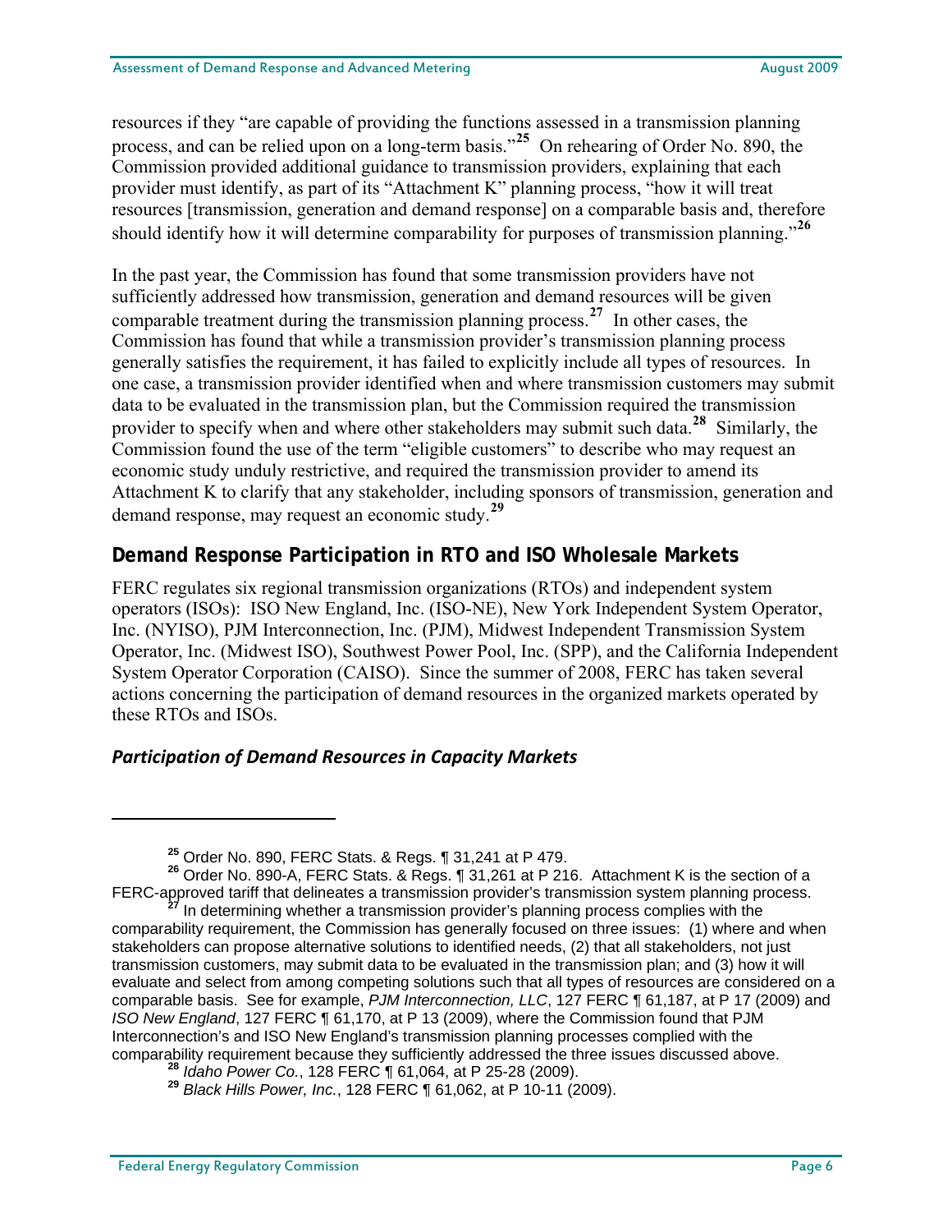resources if they "are capable of providing the functions assessed in a transmission planning process, and can be relied upon on a long-term basis."[25] On rehearing of Order No. 890, the Commission provided additional guidance to transmission providers, explaining that each provider must identify, as part of its "Attachment K" planning process, "how it will treat resources [transmission, generation and demand response] on a comparable basis and, therefore should identify how it will determine comparability for purposes of transmission planning."[26]

In the past year, the Commission has found that some transmission providers have not sufficiently addressed how transmission, generation and demand resources will be given comparable treatment during the transmission planning process.[27] In other cases, the Commission has found that while a transmission provider's transmission planning process generally satisfies the requirement, it has failed to explicitly include all types of resources. In one case, a transmission provider identified when and where transmission customers may submit data to be evaluated in the transmission plan, but the Commission required the transmission provider to specify when and where other stakeholders may submit such data.[28] Similarly, the Commission found the use of the term "eligible customers" to describe who may request an economic study unduly restrictive, and required the transmission provider to amend its Attachment K to clarify that any stakeholder, including sponsors of transmission, generation and demand response, may request an economic study.[29]

## Demand Response Participation in RTO and ISO Wholesale Markets

FERC regulates six regional transmission organizations (RTOs) and independent system operators (ISOs): ISO New England, Inc. (ISO-NE), New York Independent System Operator, Inc. (NYISO), PJM Interconnection, Inc. (PJM), Midwest Independent Transmission System Operator, Inc. (Midwest ISO), Southwest Power Pool, Inc. (SPP), and the California Independent System Operator Corporation (CAISO). Since the summer of 2008, FERC has taken several actions concerning the participation of demand resources in the organized markets operated by these RTOs and ISOs.

### *Participation of Demand Resources in Capacity Markets*

---

[25] Order No. 890, FERC Stats. & Regs. ¶ 31,241 at P 479.

[26] Order No. 890-A, FERC Stats. & Regs. ¶ 31,261 at P 216. Attachment K is the section of a FERC-approved tariff that delineates a transmission provider's transmission system planning process.

[27] In determining whether a transmission provider's planning process complies with the comparability requirement, the Commission has generally focused on three issues: (1) where and when stakeholders can propose alternative solutions to identified needs, (2) that all stakeholders, not just transmission customers, may submit data to be evaluated in the transmission plan; and (3) how it will evaluate and select from among competing solutions such that all types of resources are considered on a comparable basis. See for example, *PJM Interconnection, LLC*, 127 FERC ¶ 61,187, at P 17 (2009) and *ISO New England*, 127 FERC ¶ 61,170, at P 13 (2009), where the Commission found that PJM Interconnection's and ISO New England's transmission planning processes complied with the comparability requirement because they sufficiently addressed the three issues discussed above.

[28] *Idaho Power Co.*, 128 FERC ¶ 61,064, at P 25-28 (2009).

[29] *Black Hills Power, Inc.*, 128 FERC ¶ 61,062, at P 10-11 (2009).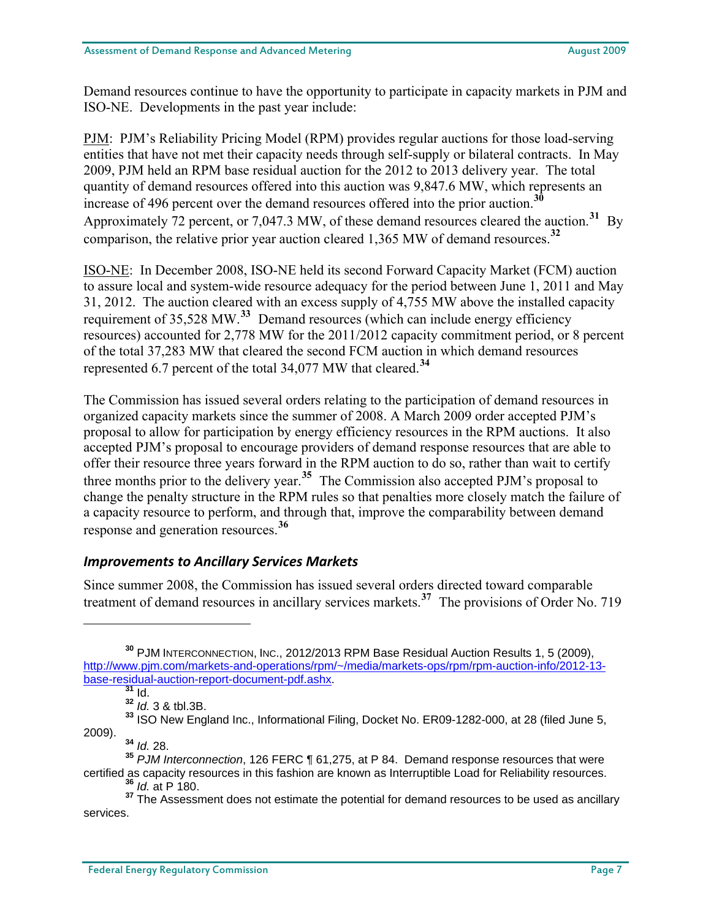Demand resources continue to have the opportunity to participate in capacity markets in PJM and ISO-NE. Developments in the past year include:

PJM: PJM's Reliability Pricing Model (RPM) provides regular auctions for those load-serving entities that have not met their capacity needs through self-supply or bilateral contracts. In May 2009, PJM held an RPM base residual auction for the 2012 to 2013 delivery year. The total quantity of demand resources offered into this auction was 9,847.6 MW, which represents an increase of 496 percent over the demand resources offered into the prior auction.[30] Approximately 72 percent, or 7,047.3 MW, of these demand resources cleared the auction.[31] By comparison, the relative prior year auction cleared 1,365 MW of demand resources.[32]

ISO-NE: In December 2008, ISO-NE held its second Forward Capacity Market (FCM) auction to assure local and system-wide resource adequacy for the period between June 1, 2011 and May 31, 2012. The auction cleared with an excess supply of 4,755 MW above the installed capacity requirement of 35,528 MW.[33] Demand resources (which can include energy efficiency resources) accounted for 2,778 MW for the 2011/2012 capacity commitment period, or 8 percent of the total 37,283 MW that cleared the second FCM auction in which demand resources represented 6.7 percent of the total 34,077 MW that cleared.[34]

The Commission has issued several orders relating to the participation of demand resources in organized capacity markets since the summer of 2008. A March 2009 order accepted PJM's proposal to allow for participation by energy efficiency resources in the RPM auctions. It also accepted PJM's proposal to encourage providers of demand response resources that are able to offer their resource three years forward in the RPM auction to do so, rather than wait to certify three months prior to the delivery year.[35] The Commission also accepted PJM's proposal to change the penalty structure in the RPM rules so that penalties more closely match the failure of a capacity resource to perform, and through that, improve the comparability between demand response and generation resources.[36]

### *Improvements to Ancillary Services Markets*

Since summer 2008, the Commission has issued several orders directed toward comparable treatment of demand resources in ancillary services markets.[37] The provisions of Order No. 719

---

[30] PJM INTERCONNECTION, INC., 2012/2013 RPM Base Residual Auction Results 1, 5 (2009), http://www.pjm.com/markets-and-operations/rpm/~/media/markets-ops/rpm/rpm-auction-info/2012-13-base-residual-auction-report-document-pdf.ashx.

[31] Id.

[32] *Id.* 3 & tbl.3B.

[33] ISO New England Inc., Informational Filing, Docket No. ER09-1282-000, at 28 (filed June 5, 2009).

[34] *Id.* 28.

[35] *PJM Interconnection*, 126 FERC ¶ 61,275, at P 84. Demand response resources that were certified as capacity resources in this fashion are known as Interruptible Load for Reliability resources.

[36] *Id.* at P 180.

[37] The Assessment does not estimate the potential for demand resources to be used as ancillary services.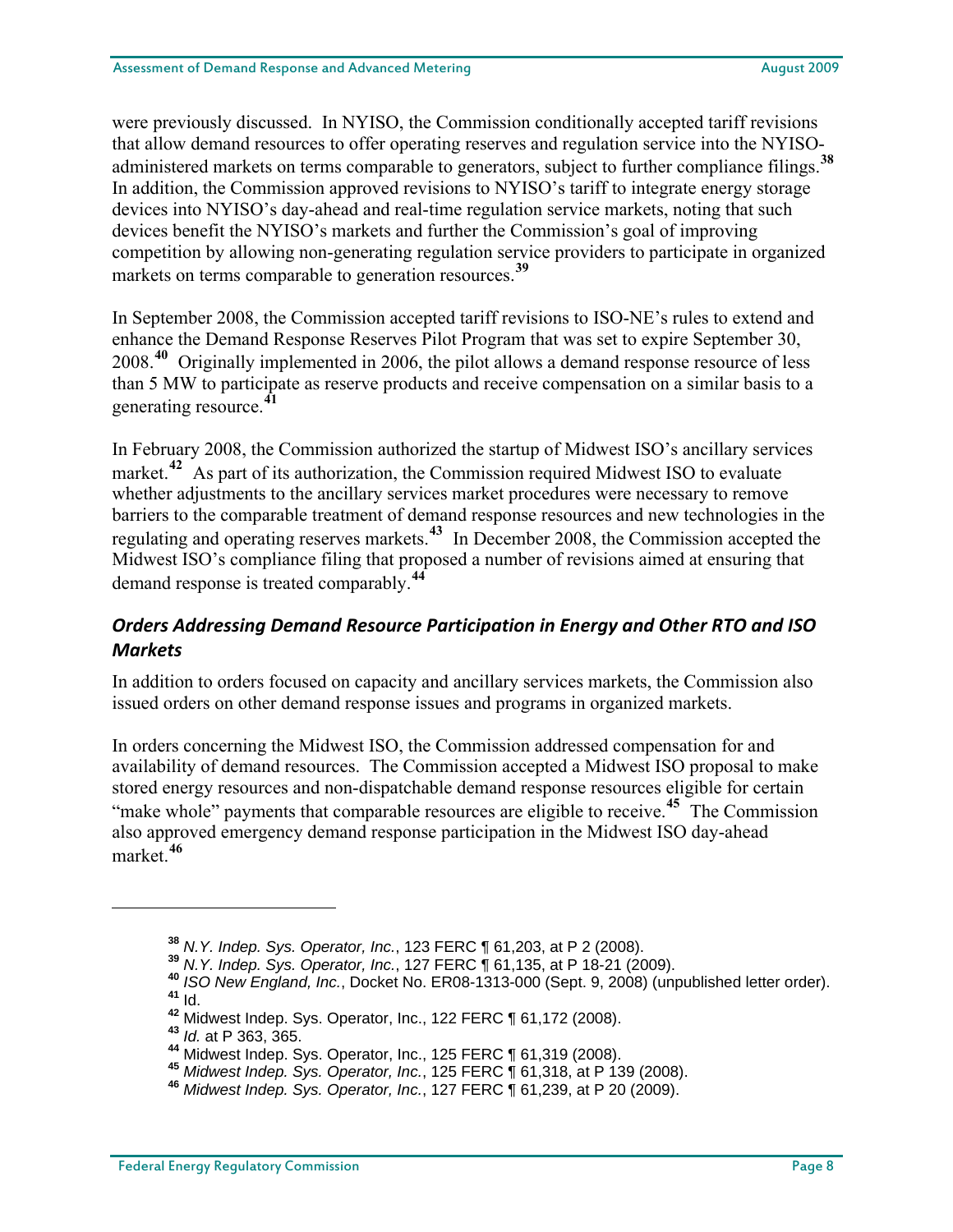were previously discussed. In NYISO, the Commission conditionally accepted tariff revisions that allow demand resources to offer operating reserves and regulation service into the NYISO-administered markets on terms comparable to generators, subject to further compliance filings.[38] In addition, the Commission approved revisions to NYISO's tariff to integrate energy storage devices into NYISO's day-ahead and real-time regulation service markets, noting that such devices benefit the NYISO's markets and further the Commission's goal of improving competition by allowing non-generating regulation service providers to participate in organized markets on terms comparable to generation resources.[39]

In September 2008, the Commission accepted tariff revisions to ISO-NE's rules to extend and enhance the Demand Response Reserves Pilot Program that was set to expire September 30, 2008.[40] Originally implemented in 2006, the pilot allows a demand response resource of less than 5 MW to participate as reserve products and receive compensation on a similar basis to a generating resource.[41]

In February 2008, the Commission authorized the startup of Midwest ISO's ancillary services market.[42] As part of its authorization, the Commission required Midwest ISO to evaluate whether adjustments to the ancillary services market procedures were necessary to remove barriers to the comparable treatment of demand response resources and new technologies in the regulating and operating reserves markets.[43] In December 2008, the Commission accepted the Midwest ISO's compliance filing that proposed a number of revisions aimed at ensuring that demand response is treated comparably.[44]

### *Orders Addressing Demand Resource Participation in Energy and Other RTO and ISO Markets*

In addition to orders focused on capacity and ancillary services markets, the Commission also issued orders on other demand response issues and programs in organized markets.

In orders concerning the Midwest ISO, the Commission addressed compensation for and availability of demand resources. The Commission accepted a Midwest ISO proposal to make stored energy resources and non-dispatchable demand response resources eligible for certain "make whole" payments that comparable resources are eligible to receive.[45] The Commission also approved emergency demand response participation in the Midwest ISO day-ahead market.[46]

---

[38] *N.Y. Indep. Sys. Operator, Inc.*, 123 FERC ¶ 61,203, at P 2 (2008).
[39] *N.Y. Indep. Sys. Operator, Inc.*, 127 FERC ¶ 61,135, at P 18-21 (2009).
[40] *ISO New England, Inc.*, Docket No. ER08-1313-000 (Sept. 9, 2008) (unpublished letter order).
[41] Id.
[42] Midwest Indep. Sys. Operator, Inc., 122 FERC ¶ 61,172 (2008).
[43] *Id.* at P 363, 365.
[44] Midwest Indep. Sys. Operator, Inc., 125 FERC ¶ 61,319 (2008).
[45] *Midwest Indep. Sys. Operator, Inc.*, 125 FERC ¶ 61,318, at P 139 (2008).
[46] *Midwest Indep. Sys. Operator, Inc.*, 127 FERC ¶ 61,239, at P 20 (2009).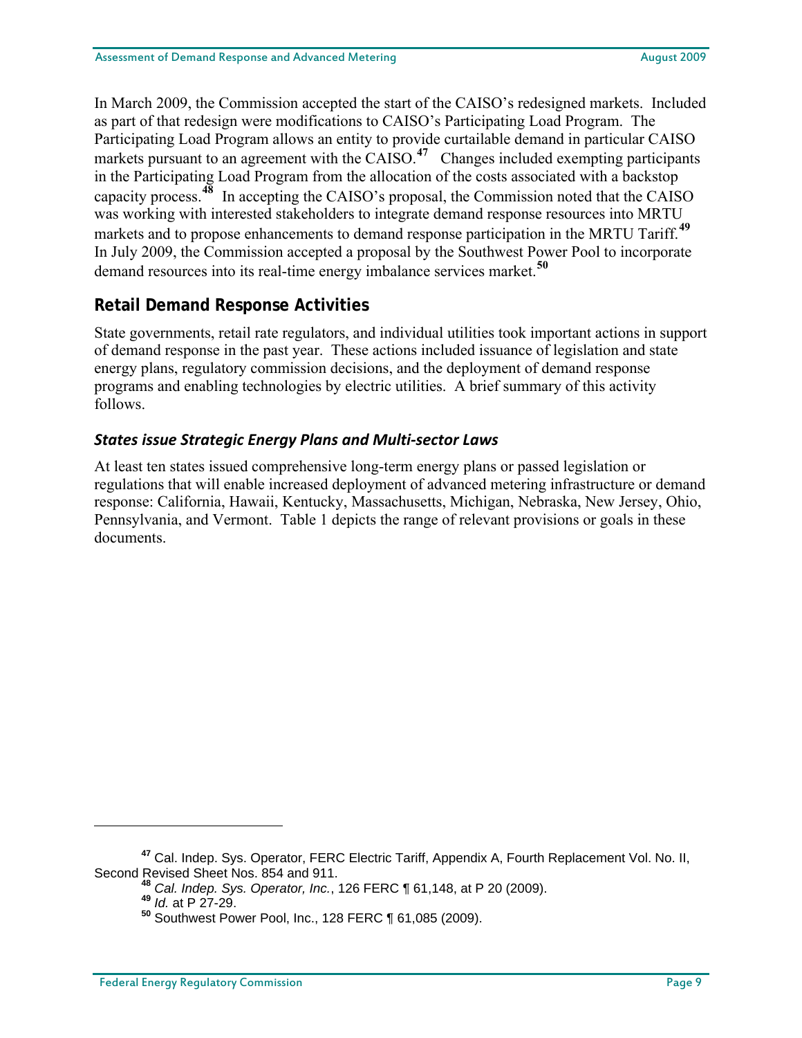In March 2009, the Commission accepted the start of the CAISO's redesigned markets. Included as part of that redesign were modifications to CAISO's Participating Load Program. The Participating Load Program allows an entity to provide curtailable demand in particular CAISO markets pursuant to an agreement with the CAISO.[47] Changes included exempting participants in the Participating Load Program from the allocation of the costs associated with a backstop capacity process.[48] In accepting the CAISO's proposal, the Commission noted that the CAISO was working with interested stakeholders to integrate demand response resources into MRTU markets and to propose enhancements to demand response participation in the MRTU Tariff.[49] In July 2009, the Commission accepted a proposal by the Southwest Power Pool to incorporate demand resources into its real-time energy imbalance services market.[50]

## Retail Demand Response Activities

State governments, retail rate regulators, and individual utilities took important actions in support of demand response in the past year. These actions included issuance of legislation and state energy plans, regulatory commission decisions, and the deployment of demand response programs and enabling technologies by electric utilities. A brief summary of this activity follows.

### *States issue Strategic Energy Plans and Multi-sector Laws*

At least ten states issued comprehensive long-term energy plans or passed legislation or regulations that will enable increased deployment of advanced metering infrastructure or demand response: California, Hawaii, Kentucky, Massachusetts, Michigan, Nebraska, New Jersey, Ohio, Pennsylvania, and Vermont. Table 1 depicts the range of relevant provisions or goals in these documents.

---

[47] Cal. Indep. Sys. Operator, FERC Electric Tariff, Appendix A, Fourth Replacement Vol. No. II, Second Revised Sheet Nos. 854 and 911.

[48] *Cal. Indep. Sys. Operator, Inc.*, 126 FERC ¶ 61,148, at P 20 (2009).

[49] *Id.* at P 27-29.

[50] Southwest Power Pool, Inc., 128 FERC ¶ 61,085 (2009).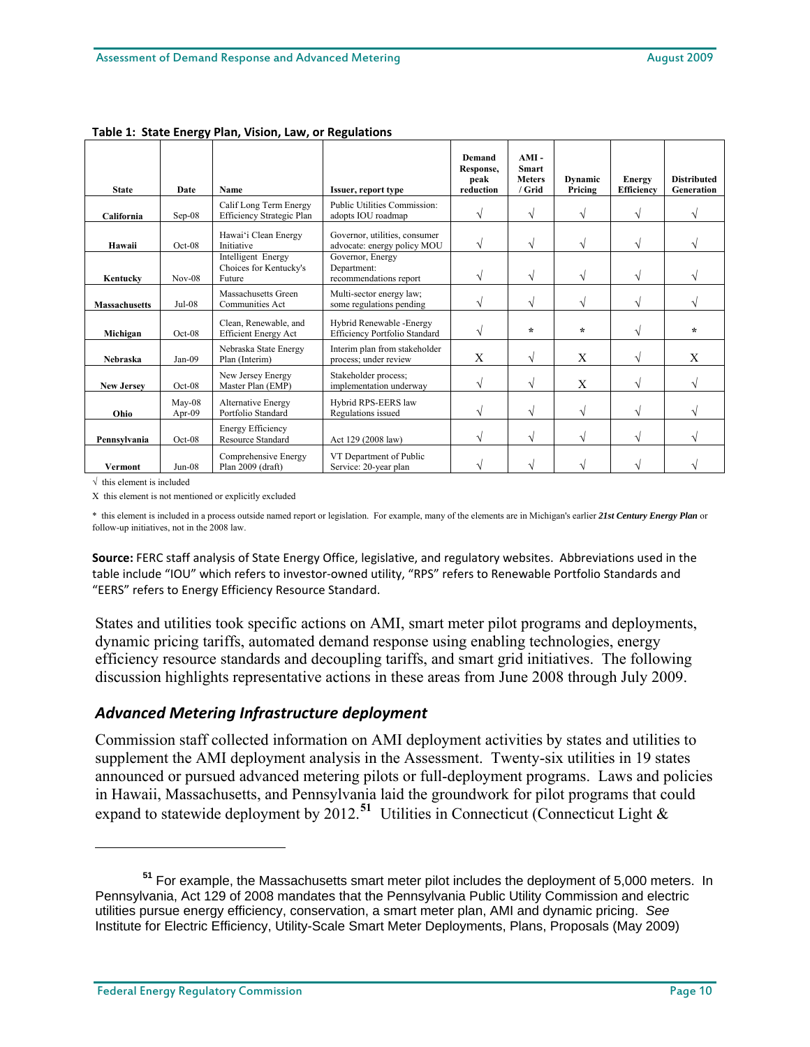**Table 1: State Energy Plan, Vision, Law, or Regulations**

| State | Date | Name | Issuer, report type | Demand Response, peak reduction | AMI - Smart Meters / Grid | Dynamic Pricing | Energy Efficiency | Distributed Generation |
|---|---|---|---|---|---|---|---|---|
| California | Sep-08 | Calif Long Term Energy Efficiency Strategic Plan | Public Utilities Commission: adopts IOU roadmap | √ | √ | √ | √ | √ |
| Hawaii | Oct-08 | Hawai'i Clean Energy Initiative | Governor, utilities, consumer advocate: energy policy MOU | √ | √ | √ | √ | √ |
| Kentucky | Nov-08 | Intelligent Energy Choices for Kentucky's Future | Governor, Energy Department: recommendations report | √ | √ | √ | √ | √ |
| Massachusetts | Jul-08 | Massachusetts Green Communities Act | Multi-sector energy law; some regulations pending | √ | √ | √ | √ | √ |
| Michigan | Oct-08 | Clean, Renewable, and Efficient Energy Act | Hybrid Renewable -Energy Efficiency Portfolio Standard | √ | * | * | √ | * |
| Nebraska | Jan-09 | Nebraska State Energy Plan (Interim) | Interim plan from stakeholder process; under review | X | √ | X | √ | X |
| New Jersey | Oct-08 | New Jersey Energy Master Plan (EMP) | Stakeholder process; implementation underway | √ | √ | X | √ | √ |
| Ohio | May-08 Apr-09 | Alternative Energy Portfolio Standard | Hybrid RPS-EERS law Regulations issued | √ | √ | √ | √ | √ |
| Pennsylvania | Oct-08 | Energy Efficiency Resource Standard | Act 129 (2008 law) | √ | √ | √ | √ | √ |
| Vermont | Jun-08 | Comprehensive Energy Plan 2009 (draft) | VT Department of Public Service: 20-year plan | √ | √ | √ | √ | √ |

√ this element is included

X this element is not mentioned or explicitly excluded

* this element is included in a process outside named report or legislation. For example, many of the elements are in Michigan's earlier ***21st Century Energy Plan*** or follow-up initiatives, not in the 2008 law.

**Source:** FERC staff analysis of State Energy Office, legislative, and regulatory websites. Abbreviations used in the table include "IOU" which refers to investor-owned utility, "RPS" refers to Renewable Portfolio Standards and "EERS" refers to Energy Efficiency Resource Standard.

States and utilities took specific actions on AMI, smart meter pilot programs and deployments, dynamic pricing tariffs, automated demand response using enabling technologies, energy efficiency resource standards and decoupling tariffs, and smart grid initiatives. The following discussion highlights representative actions in these areas from June 2008 through July 2009.

## *Advanced Metering Infrastructure deployment*

Commission staff collected information on AMI deployment activities by states and utilities to supplement the AMI deployment analysis in the Assessment. Twenty-six utilities in 19 states announced or pursued advanced metering pilots or full-deployment programs. Laws and policies in Hawaii, Massachusetts, and Pennsylvania laid the groundwork for pilot programs that could expand to statewide deployment by 2012.[51] Utilities in Connecticut (Connecticut Light &

[51] For example, the Massachusetts smart meter pilot includes the deployment of 5,000 meters. In Pennsylvania, Act 129 of 2008 mandates that the Pennsylvania Public Utility Commission and electric utilities pursue energy efficiency, conservation, a smart meter plan, AMI and dynamic pricing. *See* Institute for Electric Efficiency, Utility-Scale Smart Meter Deployments, Plans, Proposals (May 2009)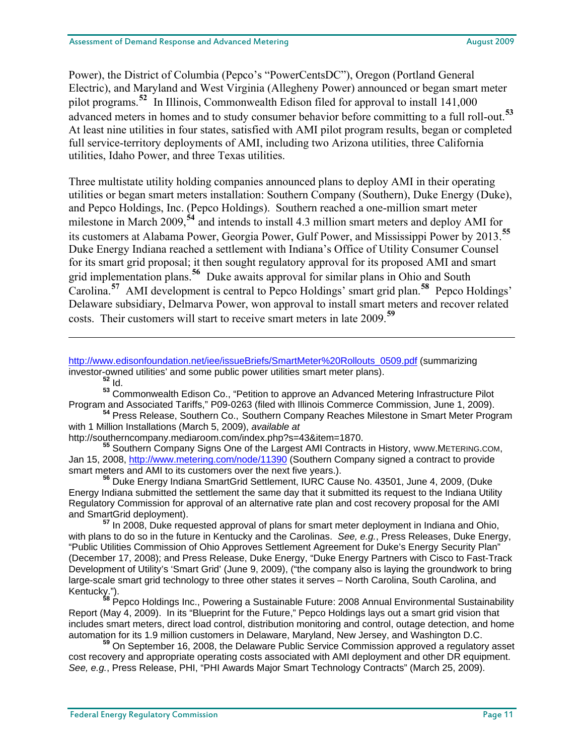Power), the District of Columbia (Pepco's "PowerCentsDC"), Oregon (Portland General Electric), and Maryland and West Virginia (Allegheny Power) announced or began smart meter pilot programs.[52] In Illinois, Commonwealth Edison filed for approval to install 141,000 advanced meters in homes and to study consumer behavior before committing to a full roll-out.[53] At least nine utilities in four states, satisfied with AMI pilot program results, began or completed full service-territory deployments of AMI, including two Arizona utilities, three California utilities, Idaho Power, and three Texas utilities.

Three multistate utility holding companies announced plans to deploy AMI in their operating utilities or began smart meters installation: Southern Company (Southern), Duke Energy (Duke), and Pepco Holdings, Inc. (Pepco Holdings). Southern reached a one-million smart meter milestone in March 2009,[54] and intends to install 4.3 million smart meters and deploy AMI for its customers at Alabama Power, Georgia Power, Gulf Power, and Mississippi Power by 2013.[55] Duke Energy Indiana reached a settlement with Indiana's Office of Utility Consumer Counsel for its smart grid proposal; it then sought regulatory approval for its proposed AMI and smart grid implementation plans.[56] Duke awaits approval for similar plans in Ohio and South Carolina.[57] AMI development is central to Pepco Holdings' smart grid plan.[58] Pepco Holdings' Delaware subsidiary, Delmarva Power, won approval to install smart meters and recover related costs. Their customers will start to receive smart meters in late 2009.[59]

---

http://www.edisonfoundation.net/iee/issueBriefs/SmartMeter%20Rollouts_0509.pdf (summarizing investor-owned utilities' and some public power utilities smart meter plans).

[52] Id.

[53] Commonwealth Edison Co., "Petition to approve an Advanced Metering Infrastructure Pilot Program and Associated Tariffs," P09-0263 (filed with Illinois Commerce Commission, June 1, 2009).

[54] Press Release, Southern Co., Southern Company Reaches Milestone in Smart Meter Program with 1 Million Installations (March 5, 2009), *available at* http://southerncompany.mediaroom.com/index.php?s=43&item=1870.

[55] Southern Company Signs One of the Largest AMI Contracts in History, WWW.METERING.COM, Jan 15, 2008, http://www.metering.com/node/11390 (Southern Company signed a contract to provide smart meters and AMI to its customers over the next five years.).

[56] Duke Energy Indiana SmartGrid Settlement, IURC Cause No. 43501, June 4, 2009, (Duke Energy Indiana submitted the settlement the same day that it submitted its request to the Indiana Utility Regulatory Commission for approval of an alternative rate plan and cost recovery proposal for the AMI and SmartGrid deployment).

[57] In 2008, Duke requested approval of plans for smart meter deployment in Indiana and Ohio, with plans to do so in the future in Kentucky and the Carolinas. *See, e.g.*, Press Releases, Duke Energy, "Public Utilities Commission of Ohio Approves Settlement Agreement for Duke's Energy Security Plan" (December 17, 2008); and Press Release, Duke Energy, "Duke Energy Partners with Cisco to Fast-Track Development of Utility's 'Smart Grid' (June 9, 2009), ("the company also is laying the groundwork to bring large-scale smart grid technology to three other states it serves – North Carolina, South Carolina, and Kentucky.").

[58] Pepco Holdings Inc., Powering a Sustainable Future: 2008 Annual Environmental Sustainability Report (May 4, 2009). In its "Blueprint for the Future," Pepco Holdings lays out a smart grid vision that includes smart meters, direct load control, distribution monitoring and control, outage detection, and home automation for its 1.9 million customers in Delaware, Maryland, New Jersey, and Washington D.C.

[59] On September 16, 2008, the Delaware Public Service Commission approved a regulatory asset cost recovery and appropriate operating costs associated with AMI deployment and other DR equipment. *See, e.g.*, Press Release, PHI, "PHI Awards Major Smart Technology Contracts" (March 25, 2009).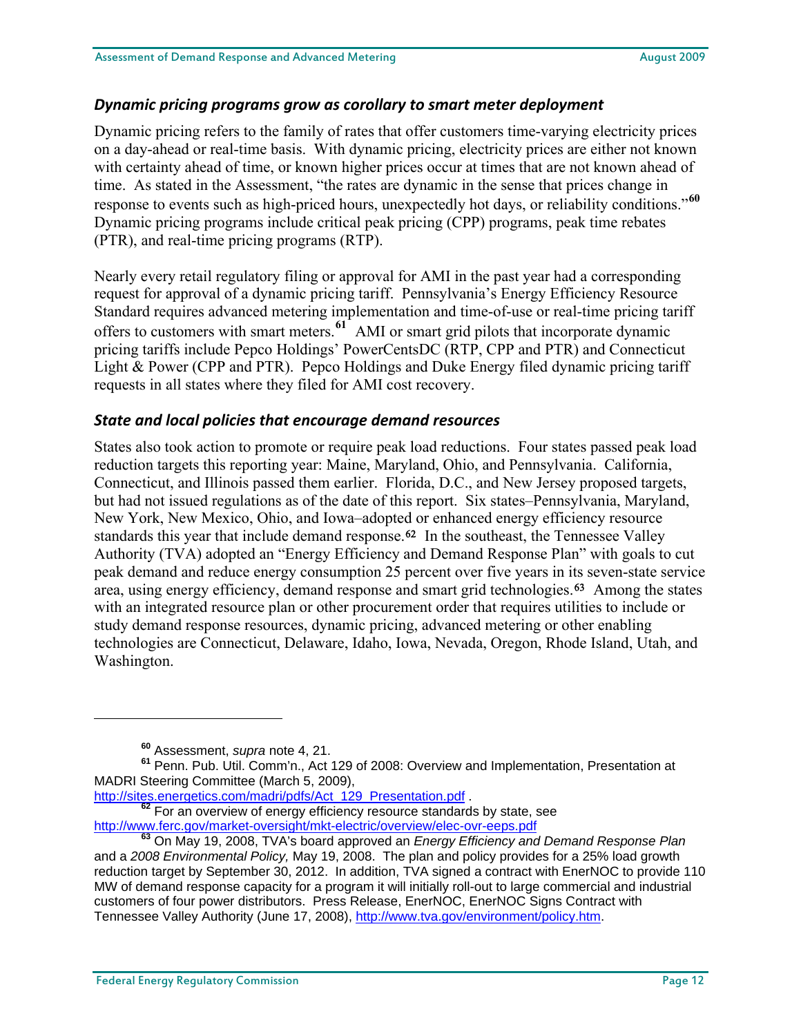### *Dynamic pricing programs grow as corollary to smart meter deployment*

Dynamic pricing refers to the family of rates that offer customers time-varying electricity prices on a day-ahead or real-time basis. With dynamic pricing, electricity prices are either not known with certainty ahead of time, or known higher prices occur at times that are not known ahead of time. As stated in the Assessment, "the rates are dynamic in the sense that prices change in response to events such as high-priced hours, unexpectedly hot days, or reliability conditions."[60] Dynamic pricing programs include critical peak pricing (CPP) programs, peak time rebates (PTR), and real-time pricing programs (RTP).

Nearly every retail regulatory filing or approval for AMI in the past year had a corresponding request for approval of a dynamic pricing tariff. Pennsylvania's Energy Efficiency Resource Standard requires advanced metering implementation and time-of-use or real-time pricing tariff offers to customers with smart meters.[61] AMI or smart grid pilots that incorporate dynamic pricing tariffs include Pepco Holdings' PowerCentsDC (RTP, CPP and PTR) and Connecticut Light & Power (CPP and PTR). Pepco Holdings and Duke Energy filed dynamic pricing tariff requests in all states where they filed for AMI cost recovery.

### *State and local policies that encourage demand resources*

States also took action to promote or require peak load reductions. Four states passed peak load reduction targets this reporting year: Maine, Maryland, Ohio, and Pennsylvania. California, Connecticut, and Illinois passed them earlier. Florida, D.C., and New Jersey proposed targets, but had not issued regulations as of the date of this report. Six states–Pennsylvania, Maryland, New York, New Mexico, Ohio, and Iowa–adopted or enhanced energy efficiency resource standards this year that include demand response.[62] In the southeast, the Tennessee Valley Authority (TVA) adopted an "Energy Efficiency and Demand Response Plan" with goals to cut peak demand and reduce energy consumption 25 percent over five years in its seven-state service area, using energy efficiency, demand response and smart grid technologies.[63] Among the states with an integrated resource plan or other procurement order that requires utilities to include or study demand response resources, dynamic pricing, advanced metering or other enabling technologies are Connecticut, Delaware, Idaho, Iowa, Nevada, Oregon, Rhode Island, Utah, and Washington.

---

[60] Assessment, *supra* note 4, 21.

[61] Penn. Pub. Util. Comm'n., Act 129 of 2008: Overview and Implementation, Presentation at MADRI Steering Committee (March 5, 2009), http://sites.energetics.com/madri/pdfs/Act_129_Presentation.pdf .

[62] For an overview of energy efficiency resource standards by state, see http://www.ferc.gov/market-oversight/mkt-electric/overview/elec-ovr-eeps.pdf

[63] On May 19, 2008, TVA's board approved an *Energy Efficiency and Demand Response Plan* and a *2008 Environmental Policy,* May 19, 2008. The plan and policy provides for a 25% load growth reduction target by September 30, 2012. In addition, TVA signed a contract with EnerNOC to provide 110 MW of demand response capacity for a program it will initially roll-out to large commercial and industrial customers of four power distributors. Press Release, EnerNOC, EnerNOC Signs Contract with Tennessee Valley Authority (June 17, 2008), http://www.tva.gov/environment/policy.htm.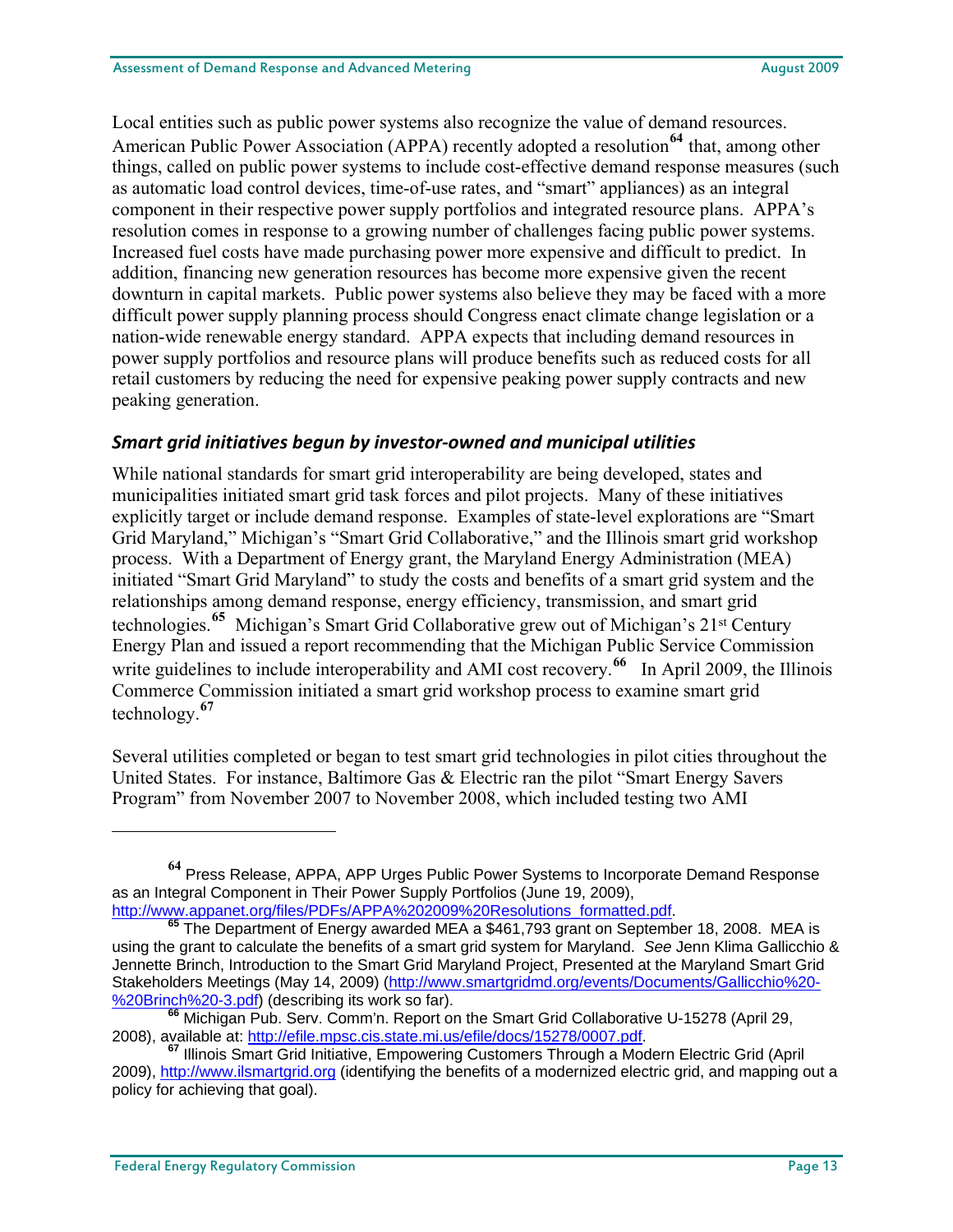Local entities such as public power systems also recognize the value of demand resources. American Public Power Association (APPA) recently adopted a resolution[64] that, among other things, called on public power systems to include cost-effective demand response measures (such as automatic load control devices, time-of-use rates, and "smart" appliances) as an integral component in their respective power supply portfolios and integrated resource plans. APPA's resolution comes in response to a growing number of challenges facing public power systems. Increased fuel costs have made purchasing power more expensive and difficult to predict. In addition, financing new generation resources has become more expensive given the recent downturn in capital markets. Public power systems also believe they may be faced with a more difficult power supply planning process should Congress enact climate change legislation or a nation-wide renewable energy standard. APPA expects that including demand resources in power supply portfolios and resource plans will produce benefits such as reduced costs for all retail customers by reducing the need for expensive peaking power supply contracts and new peaking generation.

### *Smart grid initiatives begun by investor-owned and municipal utilities*

While national standards for smart grid interoperability are being developed, states and municipalities initiated smart grid task forces and pilot projects. Many of these initiatives explicitly target or include demand response. Examples of state-level explorations are "Smart Grid Maryland," Michigan's "Smart Grid Collaborative," and the Illinois smart grid workshop process. With a Department of Energy grant, the Maryland Energy Administration (MEA) initiated "Smart Grid Maryland" to study the costs and benefits of a smart grid system and the relationships among demand response, energy efficiency, transmission, and smart grid technologies.[65] Michigan's Smart Grid Collaborative grew out of Michigan's 21st Century Energy Plan and issued a report recommending that the Michigan Public Service Commission write guidelines to include interoperability and AMI cost recovery.[66] In April 2009, the Illinois Commerce Commission initiated a smart grid workshop process to examine smart grid technology.[67]

Several utilities completed or began to test smart grid technologies in pilot cities throughout the United States. For instance, Baltimore Gas & Electric ran the pilot "Smart Energy Savers Program" from November 2007 to November 2008, which included testing two AMI

---

[64] Press Release, APPA, APP Urges Public Power Systems to Incorporate Demand Response as an Integral Component in Their Power Supply Portfolios (June 19, 2009), http://www.appanet.org/files/PDFs/APPA%202009%20Resolutions_formatted.pdf.

[65] The Department of Energy awarded MEA a $461,793 grant on September 18, 2008. MEA is using the grant to calculate the benefits of a smart grid system for Maryland. *See* Jenn Klima Gallicchio & Jennette Brinch, Introduction to the Smart Grid Maryland Project, Presented at the Maryland Smart Grid Stakeholders Meetings (May 14, 2009) (http://www.smartgridmd.org/events/Documents/Gallicchio%20-%20Brinch%20-3.pdf) (describing its work so far).

[66] Michigan Pub. Serv. Comm'n. Report on the Smart Grid Collaborative U-15278 (April 29, 2008), available at: http://efile.mpsc.cis.state.mi.us/efile/docs/15278/0007.pdf.

[67] Illinois Smart Grid Initiative, Empowering Customers Through a Modern Electric Grid (April 2009), http://www.ilsmartgrid.org (identifying the benefits of a modernized electric grid, and mapping out a policy for achieving that goal).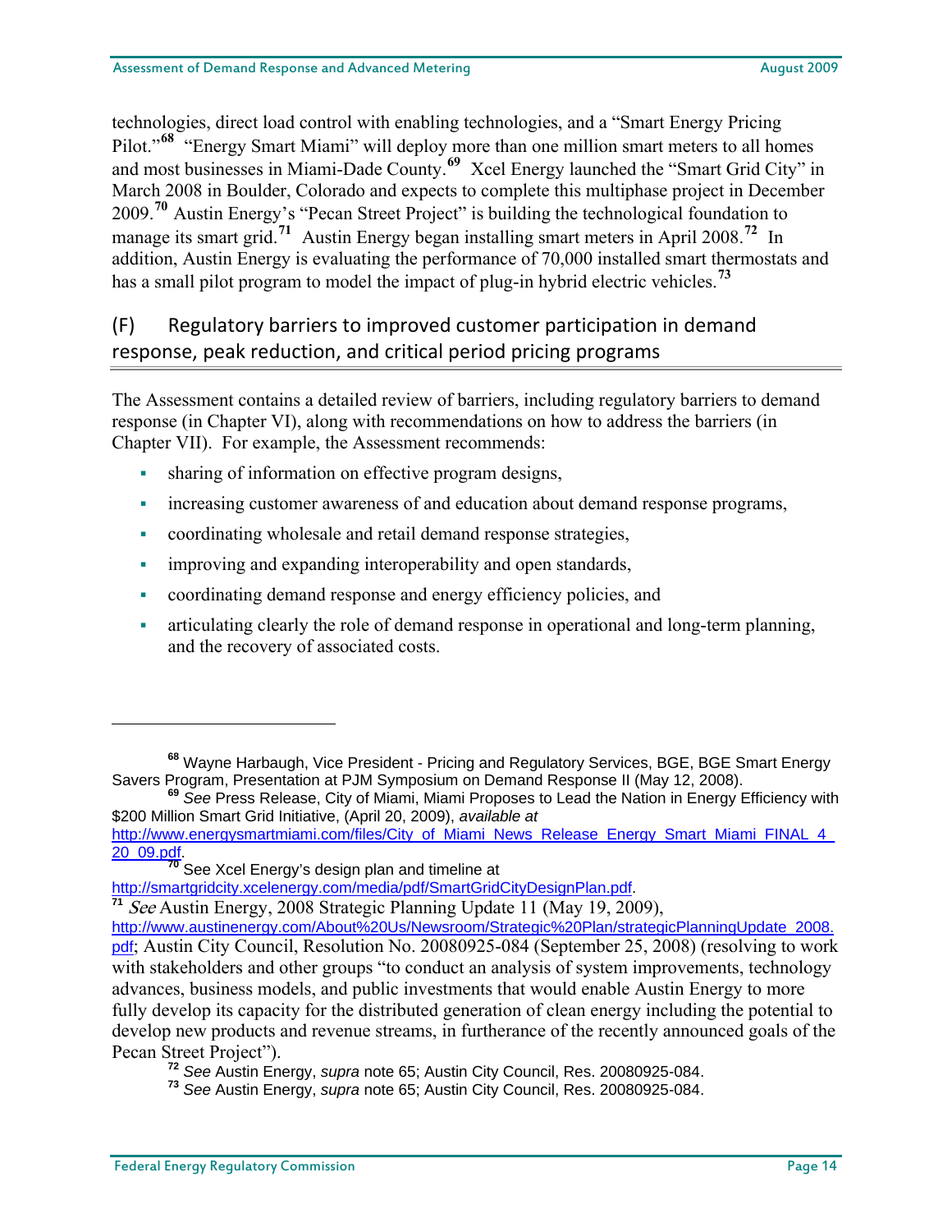technologies, direct load control with enabling technologies, and a "Smart Energy Pricing Pilot."[68] "Energy Smart Miami" will deploy more than one million smart meters to all homes and most businesses in Miami-Dade County.[69] Xcel Energy launched the "Smart Grid City" in March 2008 in Boulder, Colorado and expects to complete this multiphase project in December 2009.[70] Austin Energy's "Pecan Street Project" is building the technological foundation to manage its smart grid.[71] Austin Energy began installing smart meters in April 2008.[72] In addition, Austin Energy is evaluating the performance of 70,000 installed smart thermostats and has a small pilot program to model the impact of plug-in hybrid electric vehicles.[73]

## (F) Regulatory barriers to improved customer participation in demand response, peak reduction, and critical period pricing programs

The Assessment contains a detailed review of barriers, including regulatory barriers to demand response (in Chapter VI), along with recommendations on how to address the barriers (in Chapter VII). For example, the Assessment recommends:

- sharing of information on effective program designs,
- increasing customer awareness of and education about demand response programs,
- coordinating wholesale and retail demand response strategies,
- improving and expanding interoperability and open standards,
- coordinating demand response and energy efficiency policies, and
- articulating clearly the role of demand response in operational and long-term planning, and the recovery of associated costs.

---

[68] Wayne Harbaugh, Vice President - Pricing and Regulatory Services, BGE, BGE Smart Energy Savers Program, Presentation at PJM Symposium on Demand Response II (May 12, 2008).

[69] *See* Press Release, City of Miami, Miami Proposes to Lead the Nation in Energy Efficiency with $200 Million Smart Grid Initiative, (April 20, 2009), *available at* http://www.energysmartmiami.com/files/City_of_Miami_News_Release_Energy_Smart_Miami_FINAL_4_20_09.pdf.

[70] See Xcel Energy's design plan and timeline at http://smartgridcity.xcelenergy.com/media/pdf/SmartGridCityDesignPlan.pdf.

[71] *See* Austin Energy, 2008 Strategic Planning Update 11 (May 19, 2009), http://www.austinenergy.com/About%20Us/Newsroom/Strategic%20Plan/strategicPlanningUpdate_2008.pdf; Austin City Council, Resolution No. 20080925-084 (September 25, 2008) (resolving to work with stakeholders and other groups "to conduct an analysis of system improvements, technology advances, business models, and public investments that would enable Austin Energy to more fully develop its capacity for the distributed generation of clean energy including the potential to develop new products and revenue streams, in furtherance of the recently announced goals of the Pecan Street Project").

[72] *See* Austin Energy, *supra* note 65; Austin City Council, Res. 20080925-084.

[73] *See* Austin Energy, *supra* note 65; Austin City Council, Res. 20080925-084.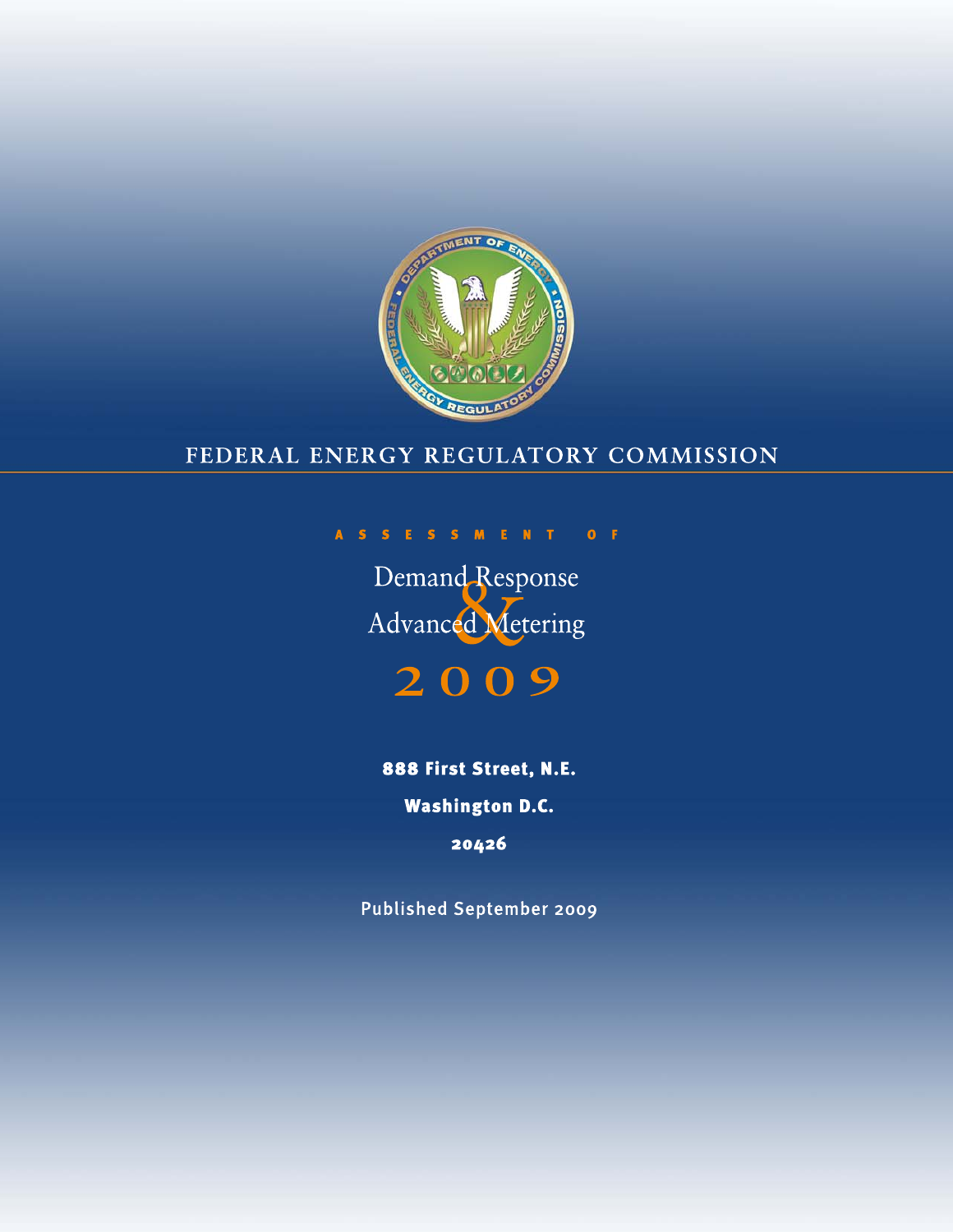FEDERAL ENERGY REGULATORY COMMISSION

ASSESSMENT OF

# Demand Response & Advanced Metering

# 2009

**888 First Street, N.E.**

**Washington D.C.**

**20426**

Published September 2009